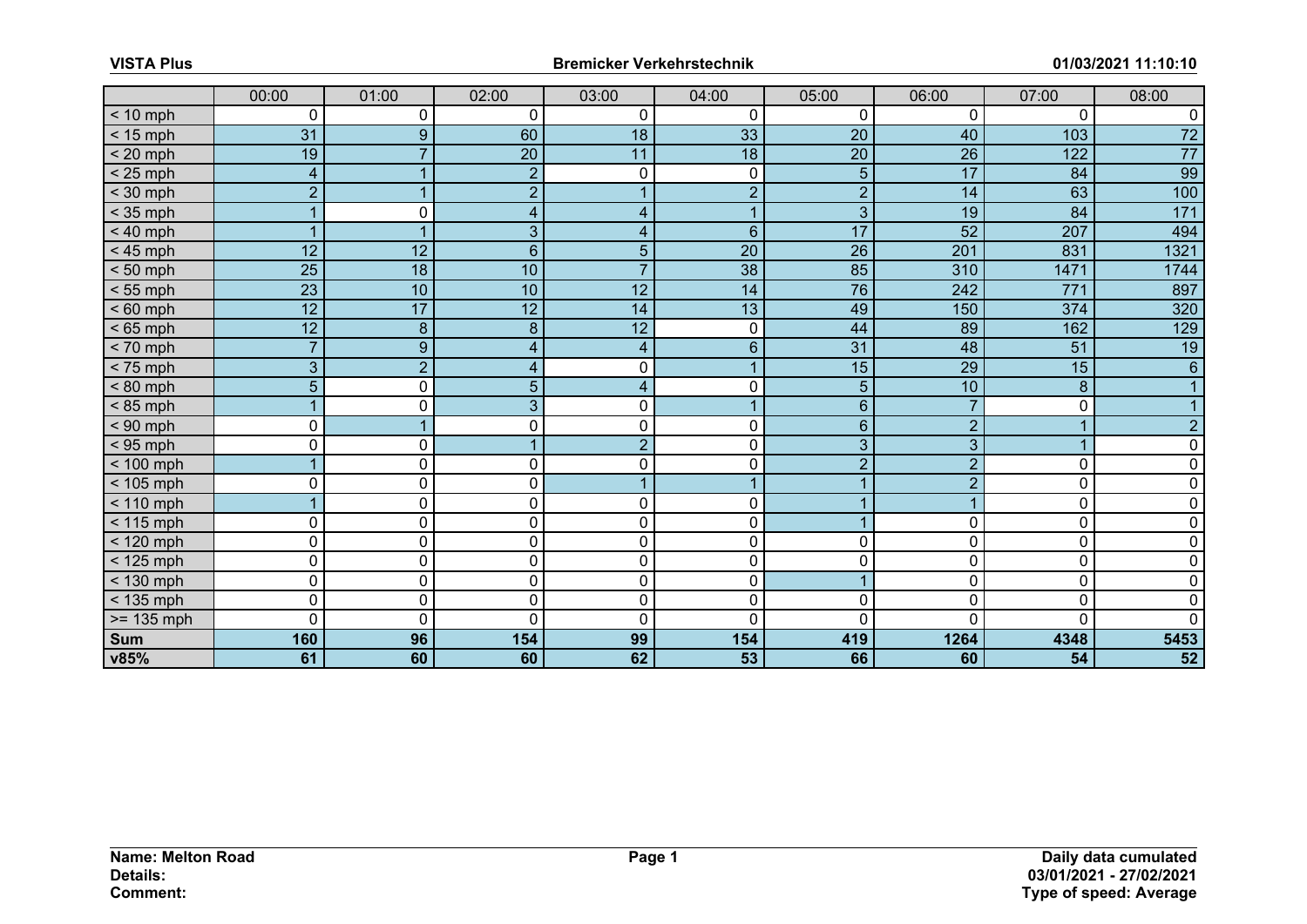| | 00:00 | 01:00 | 02:00 | 03:00 | 04:00 | 05:00 | 06:00 | 07:00 | 08:00 |
|---|---|---|---|---|---|---|---|---|---|
| < 10 mph | 0 | 0 | 0 | 0 | 0 | 0 | 0 | 0 | 0 |
| < 15 mph | 31 | 9 | 60 | 18 | 33 | 20 | 40 | 103 | 72 |
| < 20 mph | 19 | 7 | 20 | 11 | 18 | 20 | 26 | 122 | 77 |
| < 25 mph | 4 | 1 | 2 | 0 | 0 | 5 | 17 | 84 | 99 |
| < 30 mph | 2 | 1 | 2 | 1 | 2 | 2 | 14 | 63 | 100 |
| < 35 mph | 1 | 0 | 4 | 4 | 1 | 3 | 19 | 84 | 171 |
| < 40 mph | 1 | 1 | 3 | 4 | 6 | 17 | 52 | 207 | 494 |
| < 45 mph | 12 | 12 | 6 | 5 | 20 | 26 | 201 | 831 | 1321 |
| < 50 mph | 25 | 18 | 10 | 7 | 38 | 85 | 310 | 1471 | 1744 |
| < 55 mph | 23 | 10 | 10 | 12 | 14 | 76 | 242 | 771 | 897 |
| < 60 mph | 12 | 17 | 12 | 14 | 13 | 49 | 150 | 374 | 320 |
| < 65 mph | 12 | 8 | 8 | 12 | 0 | 44 | 89 | 162 | 129 |
| < 70 mph | 7 | 9 | 4 | 4 | 6 | 31 | 48 | 51 | 19 |
| < 75 mph | 3 | 2 | 4 | 0 | 1 | 15 | 29 | 15 | 6 |
| < 80 mph | 5 | 0 | 5 | 4 | 0 | 5 | 10 | 8 | 1 |
| < 85 mph | 1 | 0 | 3 | 0 | 1 | 6 | 7 | 0 | 1 |
| < 90 mph | 0 | 1 | 0 | 0 | 0 | 6 | 2 | 1 | 2 |
| < 95 mph | 0 | 0 | 1 | 2 | 0 | 3 | 3 | 1 | 0 |
| < 100 mph | 1 | 0 | 0 | 0 | 0 | 2 | 2 | 0 | 0 |
| < 105 mph | 0 | 0 | 0 | 1 | 1 | 1 | 2 | 0 | 0 |
| < 110 mph | 1 | 0 | 0 | 0 | 0 | 1 | 1 | 0 | 0 |
| < 115 mph | 0 | 0 | 0 | 0 | 0 | 1 | 0 | 0 | 0 |
| < 120 mph | 0 | 0 | 0 | 0 | 0 | 0 | 0 | 0 | 0 |
| < 125 mph | 0 | 0 | 0 | 0 | 0 | 0 | 0 | 0 | 0 |
| < 130 mph | 0 | 0 | 0 | 0 | 0 | 1 | 0 | 0 | 0 |
| < 135 mph | 0 | 0 | 0 | 0 | 0 | 0 | 0 | 0 | 0 |
| >= 135 mph | 0 | 0 | 0 | 0 | 0 | 0 | 0 | 0 | 0 |
| **Sum** | **160** | **96** | **154** | **99** | **154** | **419** | **1264** | **4348** | **5453** |
| **v85%** | **61** | **60** | **60** | **62** | **53** | **66** | **60** | **54** | **52** |

**Name: Melton Road**
**Details:**
**Comment:**

**Daily data cumulated**
**03/01/2021 - 27/02/2021**
**Type of speed: Average**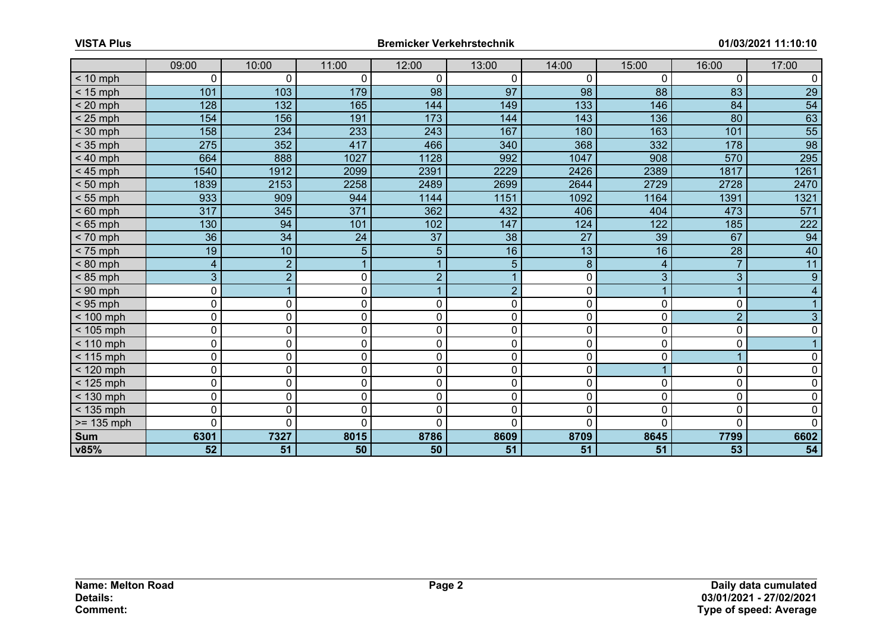| | 09:00 | 10:00 | 11:00 | 12:00 | 13:00 | 14:00 | 15:00 | 16:00 | 17:00 |
|---|---|---|---|---|---|---|---|---|---|
| < 10 mph | 0 | 0 | 0 | 0 | 0 | 0 | 0 | 0 | 0 |
| < 15 mph | 101 | 103 | 179 | 98 | 97 | 98 | 88 | 83 | 29 |
| < 20 mph | 128 | 132 | 165 | 144 | 149 | 133 | 146 | 84 | 54 |
| < 25 mph | 154 | 156 | 191 | 173 | 144 | 143 | 136 | 80 | 63 |
| < 30 mph | 158 | 234 | 233 | 243 | 167 | 180 | 163 | 101 | 55 |
| < 35 mph | 275 | 352 | 417 | 466 | 340 | 368 | 332 | 178 | 98 |
| < 40 mph | 664 | 888 | 1027 | 1128 | 992 | 1047 | 908 | 570 | 295 |
| < 45 mph | 1540 | 1912 | 2099 | 2391 | 2229 | 2426 | 2389 | 1817 | 1261 |
| < 50 mph | 1839 | 2153 | 2258 | 2489 | 2699 | 2644 | 2729 | 2728 | 2470 |
| < 55 mph | 933 | 909 | 944 | 1144 | 1151 | 1092 | 1164 | 1391 | 1321 |
| < 60 mph | 317 | 345 | 371 | 362 | 432 | 406 | 404 | 473 | 571 |
| < 65 mph | 130 | 94 | 101 | 102 | 147 | 124 | 122 | 185 | 222 |
| < 70 mph | 36 | 34 | 24 | 37 | 38 | 27 | 39 | 67 | 94 |
| < 75 mph | 19 | 10 | 5 | 5 | 16 | 13 | 16 | 28 | 40 |
| < 80 mph | 4 | 2 | 1 | 1 | 5 | 8 | 4 | 7 | 11 |
| < 85 mph | 3 | 2 | 0 | 2 | 1 | 0 | 3 | 3 | 9 |
| < 90 mph | 0 | 1 | 0 | 1 | 2 | 0 | 1 | 1 | 4 |
| < 95 mph | 0 | 0 | 0 | 0 | 0 | 0 | 0 | 0 | 1 |
| < 100 mph | 0 | 0 | 0 | 0 | 0 | 0 | 0 | 2 | 3 |
| < 105 mph | 0 | 0 | 0 | 0 | 0 | 0 | 0 | 0 | 0 |
| < 110 mph | 0 | 0 | 0 | 0 | 0 | 0 | 0 | 0 | 1 |
| < 115 mph | 0 | 0 | 0 | 0 | 0 | 0 | 0 | 1 | 0 |
| < 120 mph | 0 | 0 | 0 | 0 | 0 | 0 | 1 | 0 | 0 |
| < 125 mph | 0 | 0 | 0 | 0 | 0 | 0 | 0 | 0 | 0 |
| < 130 mph | 0 | 0 | 0 | 0 | 0 | 0 | 0 | 0 | 0 |
| < 135 mph | 0 | 0 | 0 | 0 | 0 | 0 | 0 | 0 | 0 |
| >= 135 mph | 0 | 0 | 0 | 0 | 0 | 0 | 0 | 0 | 0 |
| **Sum** | **6301** | **7327** | **8015** | **8786** | **8609** | **8709** | **8645** | **7799** | **6602** |
| **v85%** | **52** | **51** | **50** | **50** | **51** | **51** | **51** | **53** | **54** |

**Name: Melton Road**
**Details:**
**Comment:**

**Daily data cumulated**
**03/01/2021 - 27/02/2021**
**Type of speed: Average**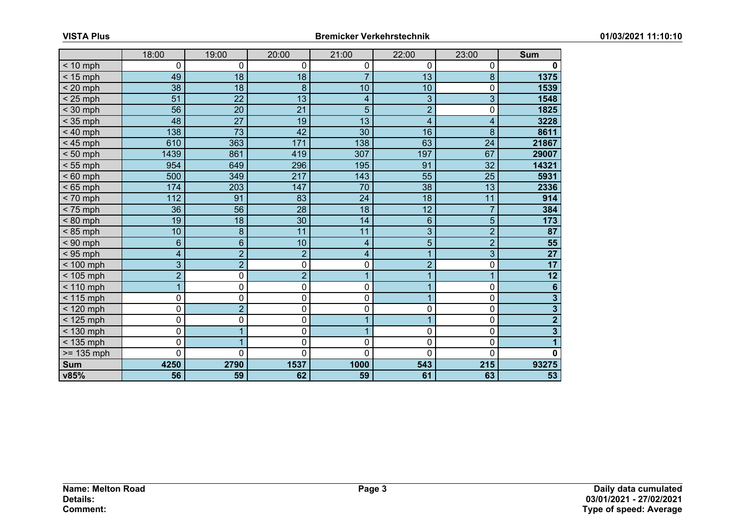| | 18:00 | 19:00 | 20:00 | 21:00 | 22:00 | 23:00 | Sum |
|---|---|---|---|---|---|---|---|
| < 10 mph | 0 | 0 | 0 | 0 | 0 | 0 | **0** |
| < 15 mph | 49 | 18 | 18 | 7 | 13 | 8 | **1375** |
| < 20 mph | 38 | 18 | 8 | 10 | 10 | 0 | **1539** |
| < 25 mph | 51 | 22 | 13 | 4 | 3 | 3 | **1548** |
| < 30 mph | 56 | 20 | 21 | 5 | 2 | 0 | **1825** |
| < 35 mph | 48 | 27 | 19 | 13 | 4 | 4 | **3228** |
| < 40 mph | 138 | 73 | 42 | 30 | 16 | 8 | **8611** |
| < 45 mph | 610 | 363 | 171 | 138 | 63 | 24 | **21867** |
| < 50 mph | 1439 | 861 | 419 | 307 | 197 | 67 | **29007** |
| < 55 mph | 954 | 649 | 296 | 195 | 91 | 32 | **14321** |
| < 60 mph | 500 | 349 | 217 | 143 | 55 | 25 | **5931** |
| < 65 mph | 174 | 203 | 147 | 70 | 38 | 13 | **2336** |
| < 70 mph | 112 | 91 | 83 | 24 | 18 | 11 | **914** |
| < 75 mph | 36 | 56 | 28 | 18 | 12 | 7 | **384** |
| < 80 mph | 19 | 18 | 30 | 14 | 6 | 5 | **173** |
| < 85 mph | 10 | 8 | 11 | 11 | 3 | 2 | **87** |
| < 90 mph | 6 | 6 | 10 | 4 | 5 | 2 | **55** |
| < 95 mph | 4 | 2 | 2 | 4 | 1 | 3 | **27** |
| < 100 mph | 3 | 2 | 0 | 0 | 2 | 0 | **17** |
| < 105 mph | 2 | 0 | 2 | 1 | 1 | 1 | **12** |
| < 110 mph | 1 | 0 | 0 | 0 | 1 | 0 | **6** |
| < 115 mph | 0 | 0 | 0 | 0 | 1 | 0 | **3** |
| < 120 mph | 0 | 2 | 0 | 0 | 0 | 0 | **3** |
| < 125 mph | 0 | 0 | 0 | 1 | 1 | 0 | **2** |
| < 130 mph | 0 | 1 | 0 | 1 | 0 | 0 | **3** |
| < 135 mph | 0 | 1 | 0 | 0 | 0 | 0 | **1** |
| >= 135 mph | 0 | 0 | 0 | 0 | 0 | 0 | **0** |
| **Sum** | **4250** | **2790** | **1537** | **1000** | **543** | **215** | **93275** |
| **v85%** | **56** | **59** | **62** | **59** | **61** | **63** | **53** |

**Name: Melton Road**
**Details:**
**Comment:**

**Daily data cumulated**
**03/01/2021 - 27/02/2021**
**Type of speed: Average**